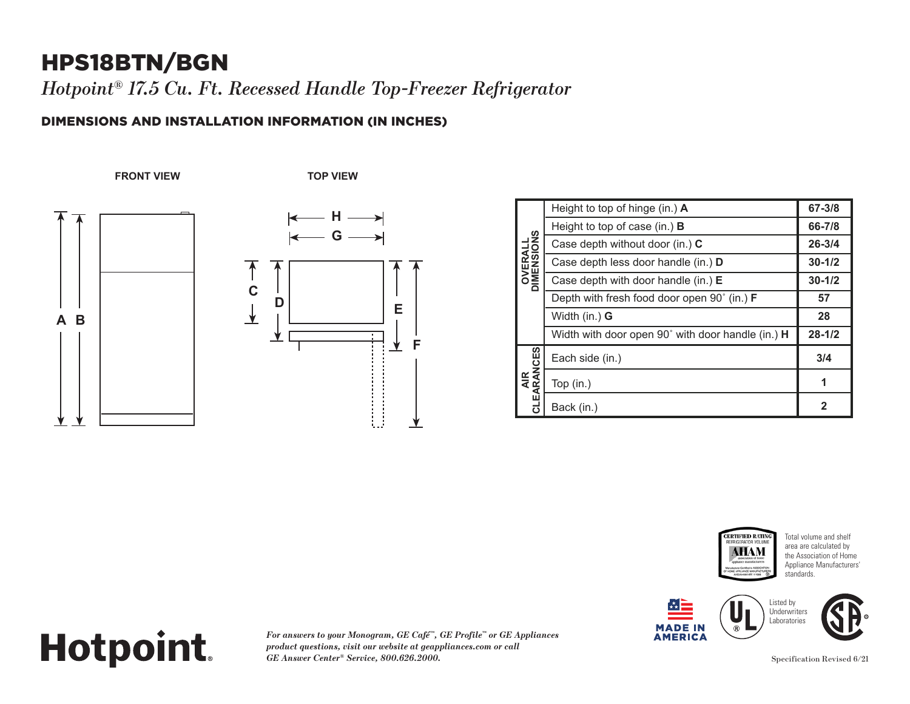# HPS18BTN/BGN

*Hotpoint® 17.5 Cu. Ft. Recessed Handle Top-Freezer Refrigerator*

## DIMENSIONS AND INSTALLATION INFORMATION (IN INCHES)

FRONT VIEW

TOP VIEW

| | | |
|---|---|---|
| OVERALL DIMENSIONS | Height to top of hinge (in.) **A** | **67-3/8** |
| | Height to top of case (in.) **B** | **66-7/8** |
| | Case depth without door (in.) **C** | **26-3/4** |
| | Case depth less door handle (in.) **D** | **30-1/2** |
| | Case depth with door handle (in.) **E** | **30-1/2** |
| | Depth with fresh food door open 90˚ (in.) **F** | **57** |
| | Width (in.) **G** | **28** |
| | Width with door open 90˚ with door handle (in.) **H** | **28-1/2** |
| AIR CLEARANCES | Each side (in.) | **3/4** |
| | Top (in.) | **1** |
| | Back (in.) | **2** |

Total volume and shelf area are calculated by the Association of Home Appliance Manufacturers' standards.

MADE IN AMERICA

Listed by Underwriters Laboratories

Hotpoint.

*For answers to your Monogram, GE Café™, GE Profile™ or GE Appliances product questions, visit our website at geappliances.com or call GE Answer Center® Service, 800.626.2000.*

Specification Revised 6/21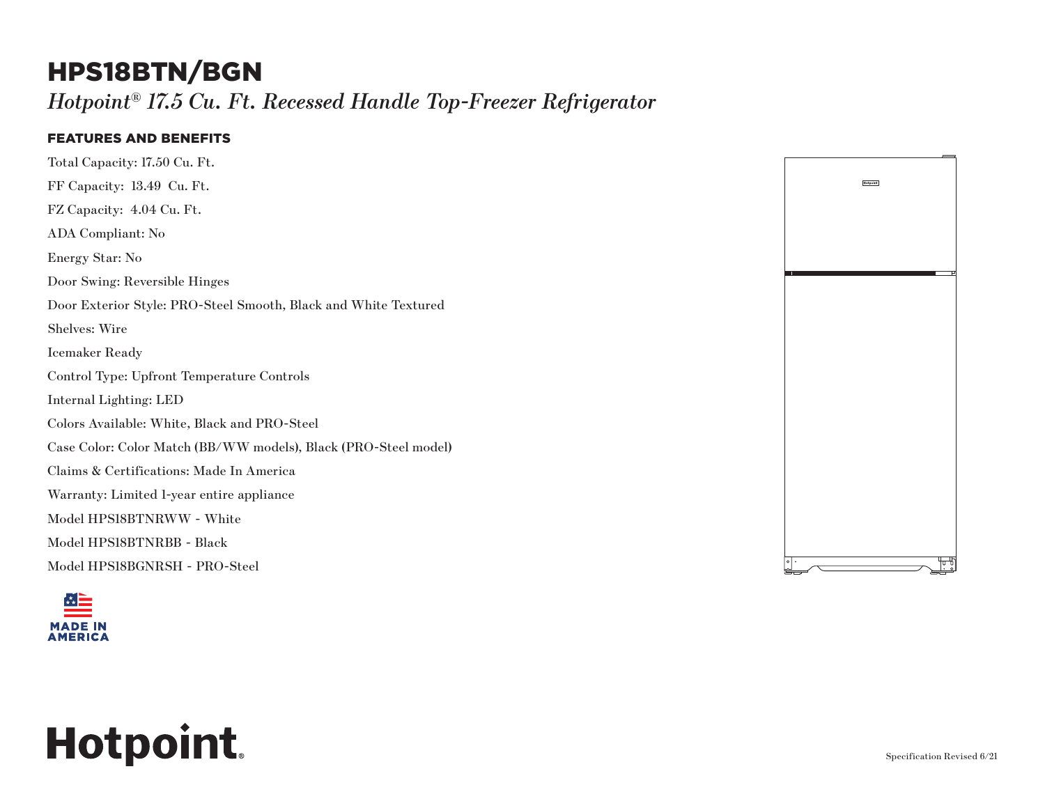# HPS18BTN/BGN

*Hotpoint® 17.5 Cu. Ft. Recessed Handle Top-Freezer Refrigerator*

## FEATURES AND BENEFITS

Total Capacity: 17.50 Cu. Ft.

FF Capacity: 13.49 Cu. Ft.

FZ Capacity: 4.04 Cu. Ft.

ADA Compliant: No

Energy Star: No

Door Swing: Reversible Hinges

Door Exterior Style: PRO-Steel Smooth, Black and White Textured

Shelves: Wire

Icemaker Ready

Control Type: Upfront Temperature Controls

Internal Lighting: LED

Colors Available: White, Black and PRO-Steel

Case Color: Color Match (BB/WW models), Black (PRO-Steel model)

Claims & Certifications: Made In America

Warranty: Limited 1-year entire appliance

Model HPS18BTNRWW - White

Model HPS18BTNRBB - Black

Model HPS18BGNRSH - PRO-Steel

MADE IN AMERICA

Hotpoint

Specification Revised 6/21